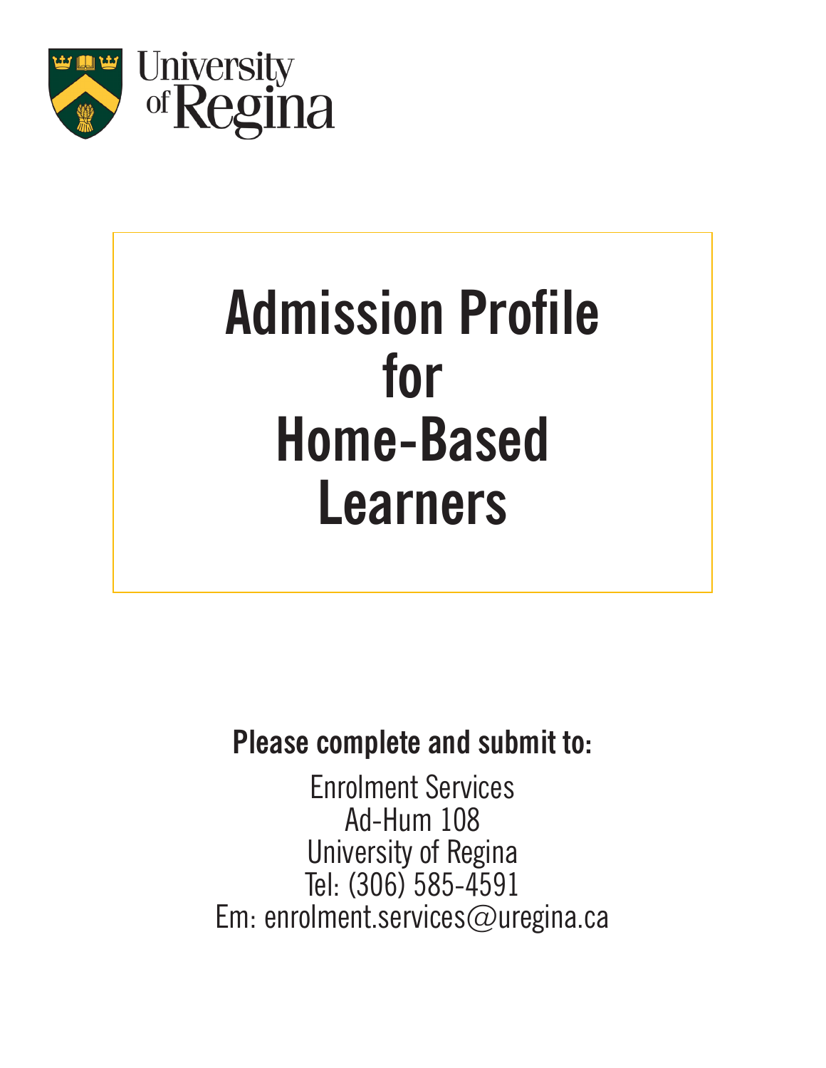University of Regina

# Admission Profile for Home-Based Learners

**Please complete and submit to:**

Enrolment Services
Ad-Hum 108
University of Regina
Tel: (306) 585-4591
Em: enrolment.services@uregina.ca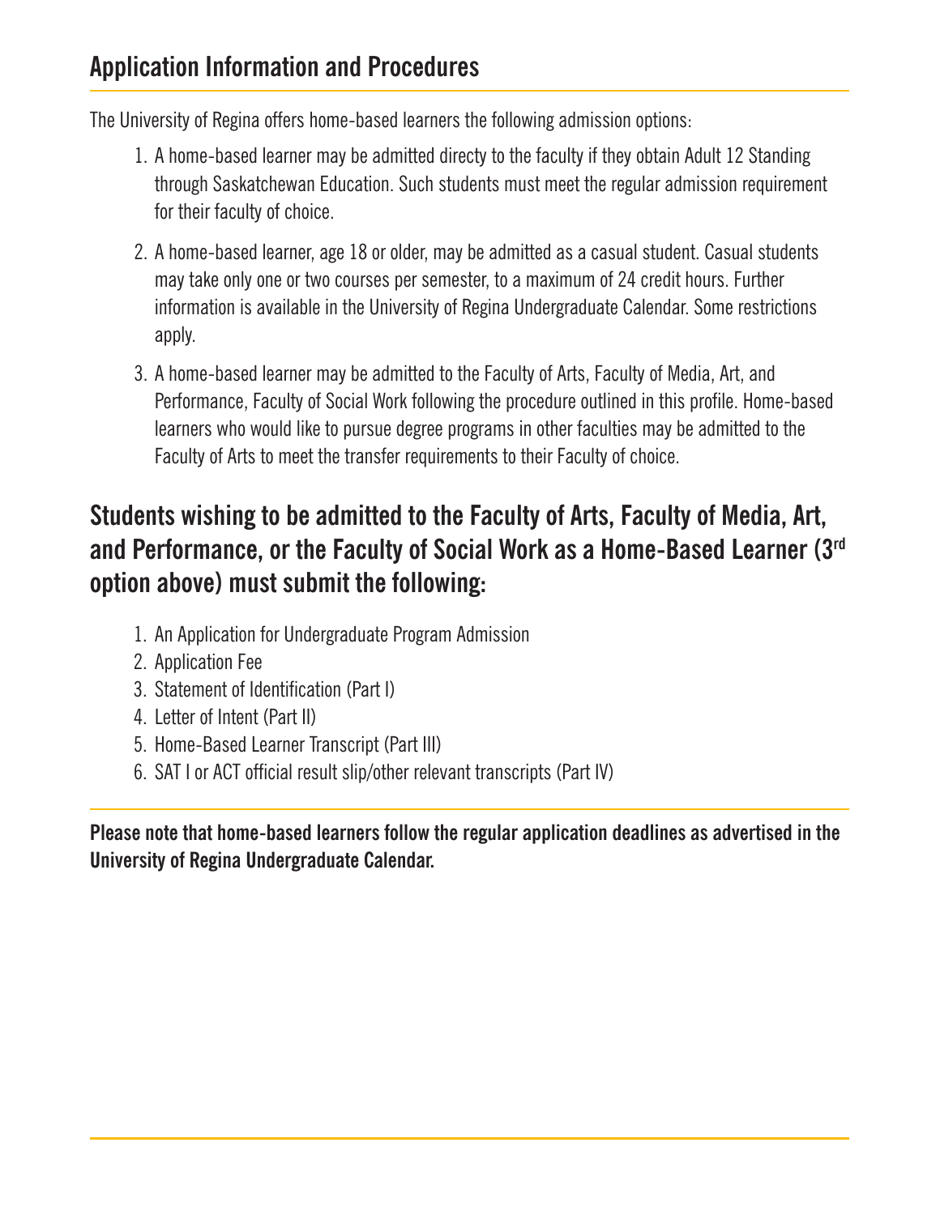## Application Information and Procedures

The University of Regina offers home-based learners the following admission options:

1. A home-based learner may be admitted directy to the faculty if they obtain Adult 12 Standing through Saskatchewan Education. Such students must meet the regular admission requirement for their faculty of choice.
2. A home-based learner, age 18 or older, may be admitted as a casual student. Casual students may take only one or two courses per semester, to a maximum of 24 credit hours. Further information is available in the University of Regina Undergraduate Calendar. Some restrictions apply.
3. A home-based learner may be admitted to the Faculty of Arts, Faculty of Media, Art, and Performance, Faculty of Social Work following the procedure outlined in this profile. Home-based learners who would like to pursue degree programs in other faculties may be admitted to the Faculty of Arts to meet the transfer requirements to their Faculty of choice.

### Students wishing to be admitted to the Faculty of Arts, Faculty of Media, Art, and Performance, or the Faculty of Social Work as a Home-Based Learner (3rd option above) must submit the following:

1. An Application for Undergraduate Program Admission
2. Application Fee
3. Statement of Identification (Part I)
4. Letter of Intent (Part II)
5. Home-Based Learner Transcript (Part III)
6. SAT I or ACT official result slip/other relevant transcripts (Part IV)

**Please note that home-based learners follow the regular application deadlines as advertised in the University of Regina Undergraduate Calendar.**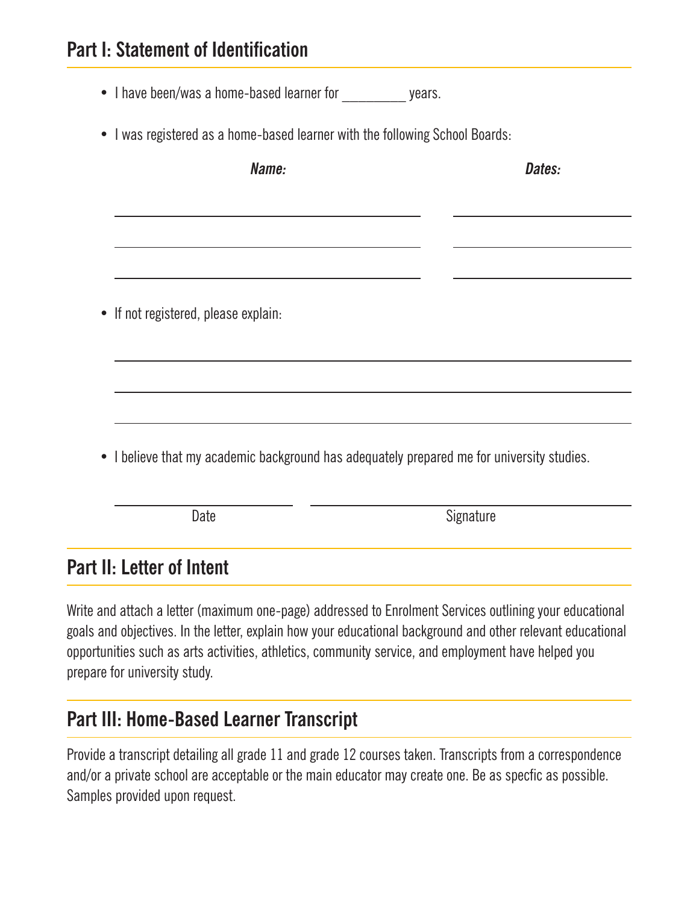## Part I: Statement of Identification

- I have been/was a home-based learner for _________ years.
- I was registered as a home-based learner with the following School Boards:

| ***Name:*** | ***Dates:*** |
|---|---|
| | |
| | |
| | |

- If not registered, please explain:

______________________________________________

______________________________________________

______________________________________________

- I believe that my academic background has adequately prepared me for university studies.

| | |
|---|---|
| Date | Signature |

## Part II: Letter of Intent

Write and attach a letter (maximum one-page) addressed to Enrolment Services outlining your educational goals and objectives. In the letter, explain how your educational background and other relevant educational opportunities such as arts activities, athletics, community service, and employment have helped you prepare for university study.

## Part III: Home-Based Learner Transcript

Provide a transcript detailing all grade 11 and grade 12 courses taken. Transcripts from a correspondence and/or a private school are acceptable or the main educator may create one. Be as specfic as possible. Samples provided upon request.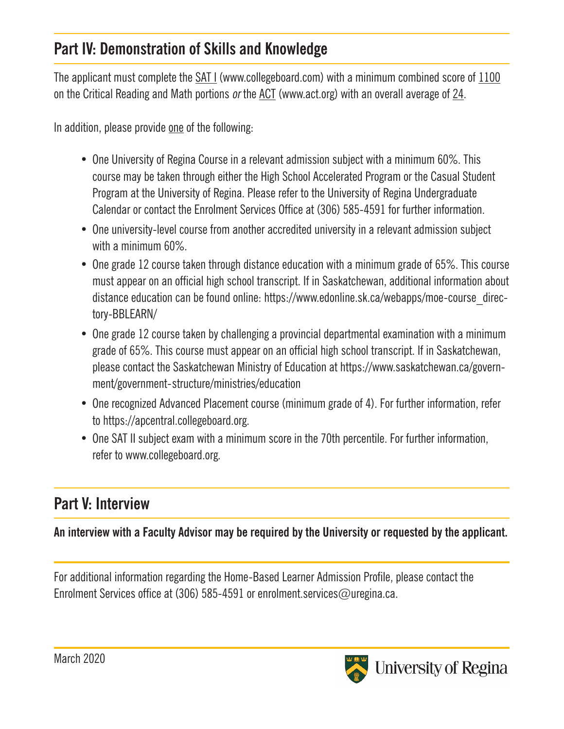## Part IV: Demonstration of Skills and Knowledge

The applicant must complete the SAT I (www.collegeboard.com) with a minimum combined score of 1100 on the Critical Reading and Math portions *or* the ACT (www.act.org) with an overall average of 24.

In addition, please provide one of the following:

- One University of Regina Course in a relevant admission subject with a minimum 60%. This course may be taken through either the High School Accelerated Program or the Casual Student Program at the University of Regina. Please refer to the University of Regina Undergraduate Calendar or contact the Enrolment Services Office at (306) 585-4591 for further information.
- One university-level course from another accredited university in a relevant admission subject with a minimum 60%.
- One grade 12 course taken through distance education with a minimum grade of 65%. This course must appear on an official high school transcript. If in Saskatchewan, additional information about distance education can be found online: https://www.edonline.sk.ca/webapps/moe-course_directory-BBLEARN/
- One grade 12 course taken by challenging a provincial departmental examination with a minimum grade of 65%. This course must appear on an official high school transcript. If in Saskatchewan, please contact the Saskatchewan Ministry of Education at https://www.saskatchewan.ca/government/government-structure/ministries/education
- One recognized Advanced Placement course (minimum grade of 4). For further information, refer to https://apcentral.collegeboard.org.
- One SAT II subject exam with a minimum score in the 70th percentile. For further information, refer to www.collegeboard.org.

## Part V: Interview

**An interview with a Faculty Advisor may be required by the University or requested by the applicant.**

For additional information regarding the Home-Based Learner Admission Profile, please contact the Enrolment Services office at (306) 585-4591 or enrolment.services@uregina.ca.

March 2020

University of Regina